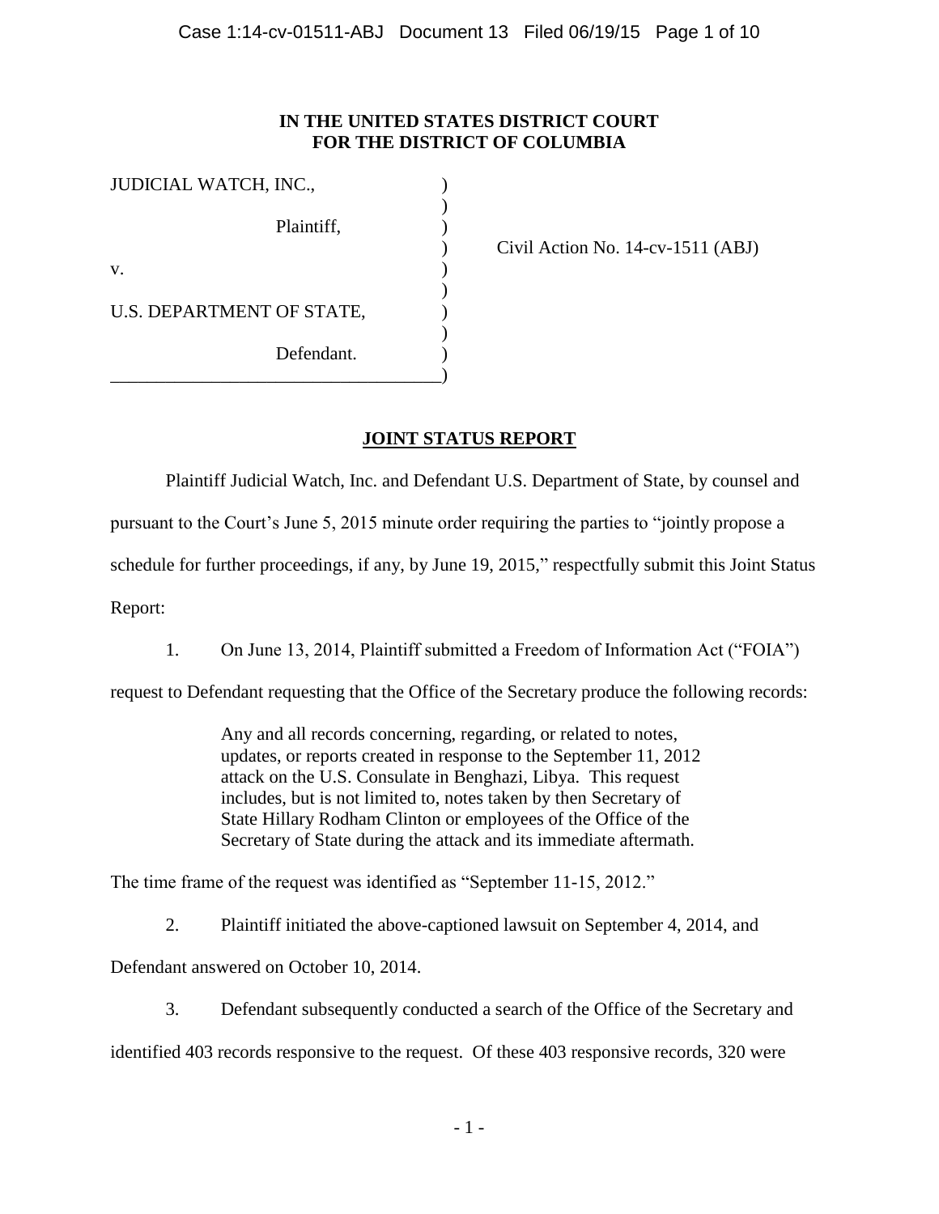**IN THE UNITED STATES DISTRICT COURT**
**FOR THE DISTRICT OF COLUMBIA**

JUDICIAL WATCH, INC.,

Plaintiff,

v.

U.S. DEPARTMENT OF STATE,

Defendant.

Civil Action No. 14-cv-1511 (ABJ)

## JOINT STATUS REPORT

Plaintiff Judicial Watch, Inc. and Defendant U.S. Department of State, by counsel and pursuant to the Court's June 5, 2015 minute order requiring the parties to "jointly propose a schedule for further proceedings, if any, by June 19, 2015," respectfully submit this Joint Status Report:

1. On June 13, 2014, Plaintiff submitted a Freedom of Information Act ("FOIA") request to Defendant requesting that the Office of the Secretary produce the following records:

> Any and all records concerning, regarding, or related to notes, updates, or reports created in response to the September 11, 2012 attack on the U.S. Consulate in Benghazi, Libya. This request includes, but is not limited to, notes taken by then Secretary of State Hillary Rodham Clinton or employees of the Office of the Secretary of State during the attack and its immediate aftermath.

The time frame of the request was identified as "September 11-15, 2012."

2. Plaintiff initiated the above-captioned lawsuit on September 4, 2014, and Defendant answered on October 10, 2014.

3. Defendant subsequently conducted a search of the Office of the Secretary and identified 403 records responsive to the request. Of these 403 responsive records, 320 were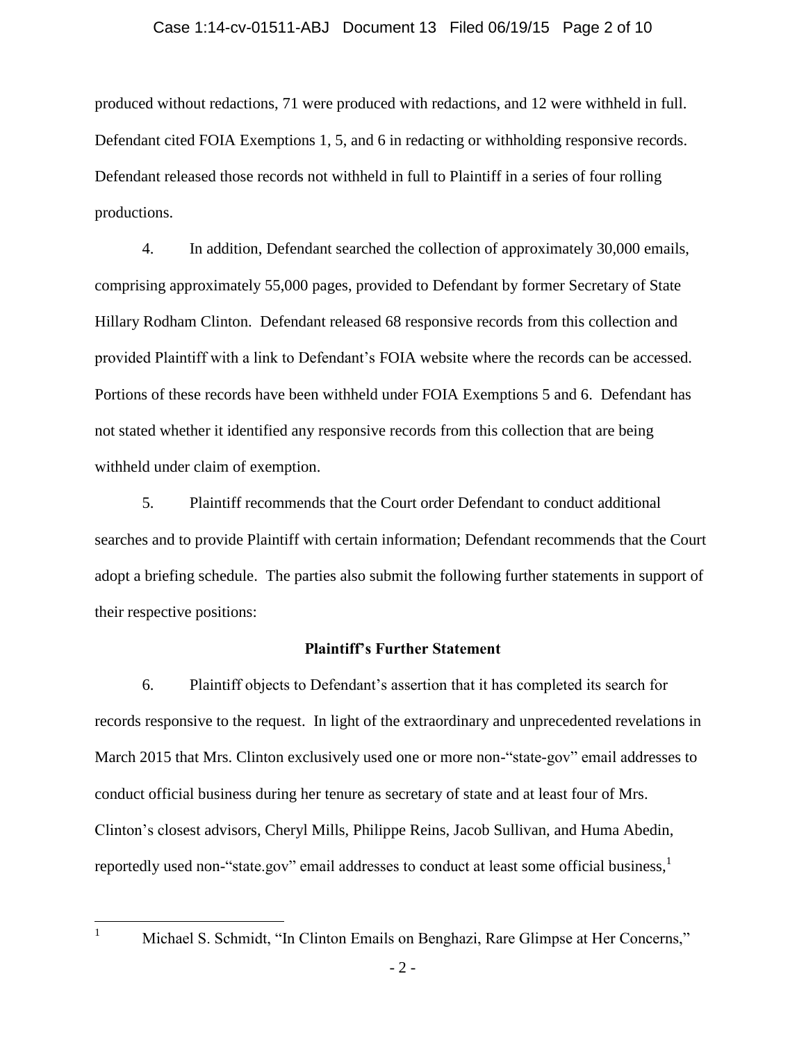produced without redactions, 71 were produced with redactions, and 12 were withheld in full. Defendant cited FOIA Exemptions 1, 5, and 6 in redacting or withholding responsive records. Defendant released those records not withheld in full to Plaintiff in a series of four rolling productions.

4. In addition, Defendant searched the collection of approximately 30,000 emails, comprising approximately 55,000 pages, provided to Defendant by former Secretary of State Hillary Rodham Clinton. Defendant released 68 responsive records from this collection and provided Plaintiff with a link to Defendant's FOIA website where the records can be accessed. Portions of these records have been withheld under FOIA Exemptions 5 and 6. Defendant has not stated whether it identified any responsive records from this collection that are being withheld under claim of exemption.

5. Plaintiff recommends that the Court order Defendant to conduct additional searches and to provide Plaintiff with certain information; Defendant recommends that the Court adopt a briefing schedule. The parties also submit the following further statements in support of their respective positions:

**Plaintiff's Further Statement**

6. Plaintiff objects to Defendant's assertion that it has completed its search for records responsive to the request. In light of the extraordinary and unprecedented revelations in March 2015 that Mrs. Clinton exclusively used one or more non-"state-gov" email addresses to conduct official business during her tenure as secretary of state and at least four of Mrs. Clinton's closest advisors, Cheryl Mills, Philippe Reins, Jacob Sullivan, and Huma Abedin, reportedly used non-"state.gov" email addresses to conduct at least some official business,[1]

---

[1] Michael S. Schmidt, "In Clinton Emails on Benghazi, Rare Glimpse at Her Concerns,"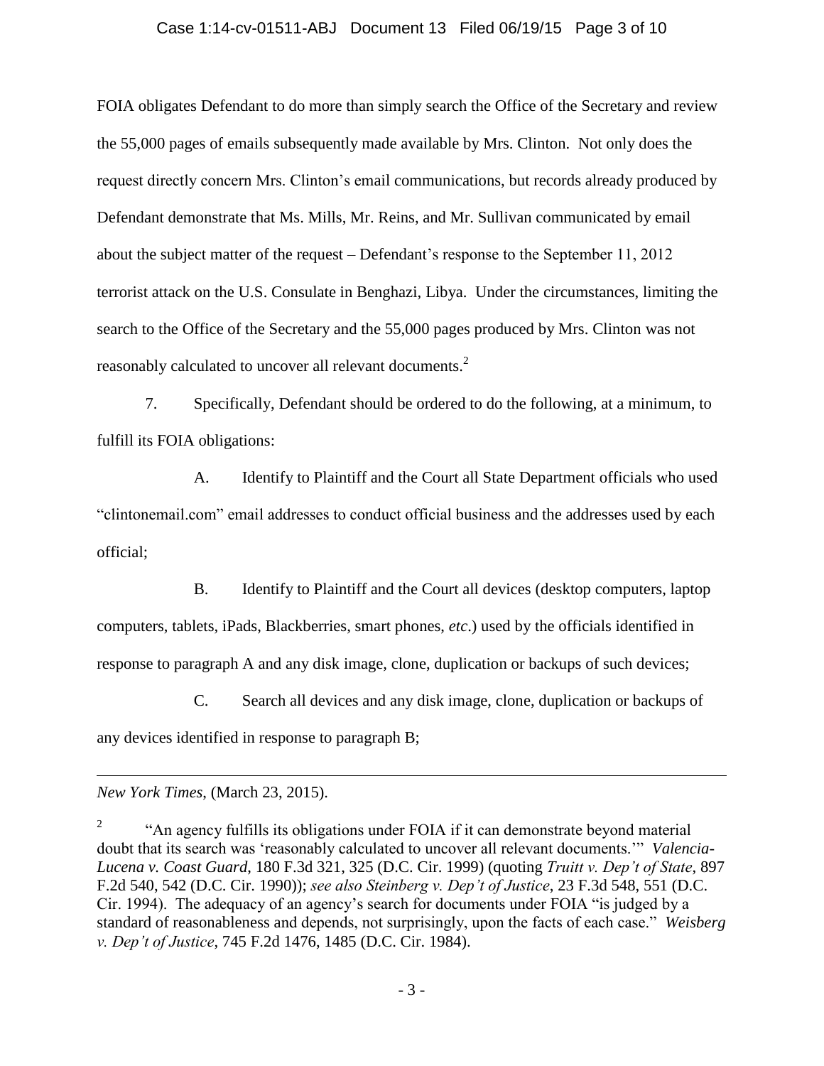FOIA obligates Defendant to do more than simply search the Office of the Secretary and review the 55,000 pages of emails subsequently made available by Mrs. Clinton. Not only does the request directly concern Mrs. Clinton's email communications, but records already produced by Defendant demonstrate that Ms. Mills, Mr. Reins, and Mr. Sullivan communicated by email about the subject matter of the request – Defendant's response to the September 11, 2012 terrorist attack on the U.S. Consulate in Benghazi, Libya. Under the circumstances, limiting the search to the Office of the Secretary and the 55,000 pages produced by Mrs. Clinton was not reasonably calculated to uncover all relevant documents.[2]

7. Specifically, Defendant should be ordered to do the following, at a minimum, to fulfill its FOIA obligations:

A. Identify to Plaintiff and the Court all State Department officials who used "clintonemail.com" email addresses to conduct official business and the addresses used by each official;

B. Identify to Plaintiff and the Court all devices (desktop computers, laptop computers, tablets, iPads, Blackberries, smart phones, *etc.*) used by the officials identified in response to paragraph A and any disk image, clone, duplication or backups of such devices;

C. Search all devices and any disk image, clone, duplication or backups of any devices identified in response to paragraph B;

---

*New York Times*, (March 23, 2015).

[2] "An agency fulfills its obligations under FOIA if it can demonstrate beyond material doubt that its search was 'reasonably calculated to uncover all relevant documents.'" *Valencia-Lucena v. Coast Guard*, 180 F.3d 321, 325 (D.C. Cir. 1999) (quoting *Truitt v. Dep't of State*, 897 F.2d 540, 542 (D.C. Cir. 1990)); *see also Steinberg v. Dep't of Justice*, 23 F.3d 548, 551 (D.C. Cir. 1994). The adequacy of an agency's search for documents under FOIA "is judged by a standard of reasonableness and depends, not surprisingly, upon the facts of each case." *Weisberg v. Dep't of Justice*, 745 F.2d 1476, 1485 (D.C. Cir. 1984).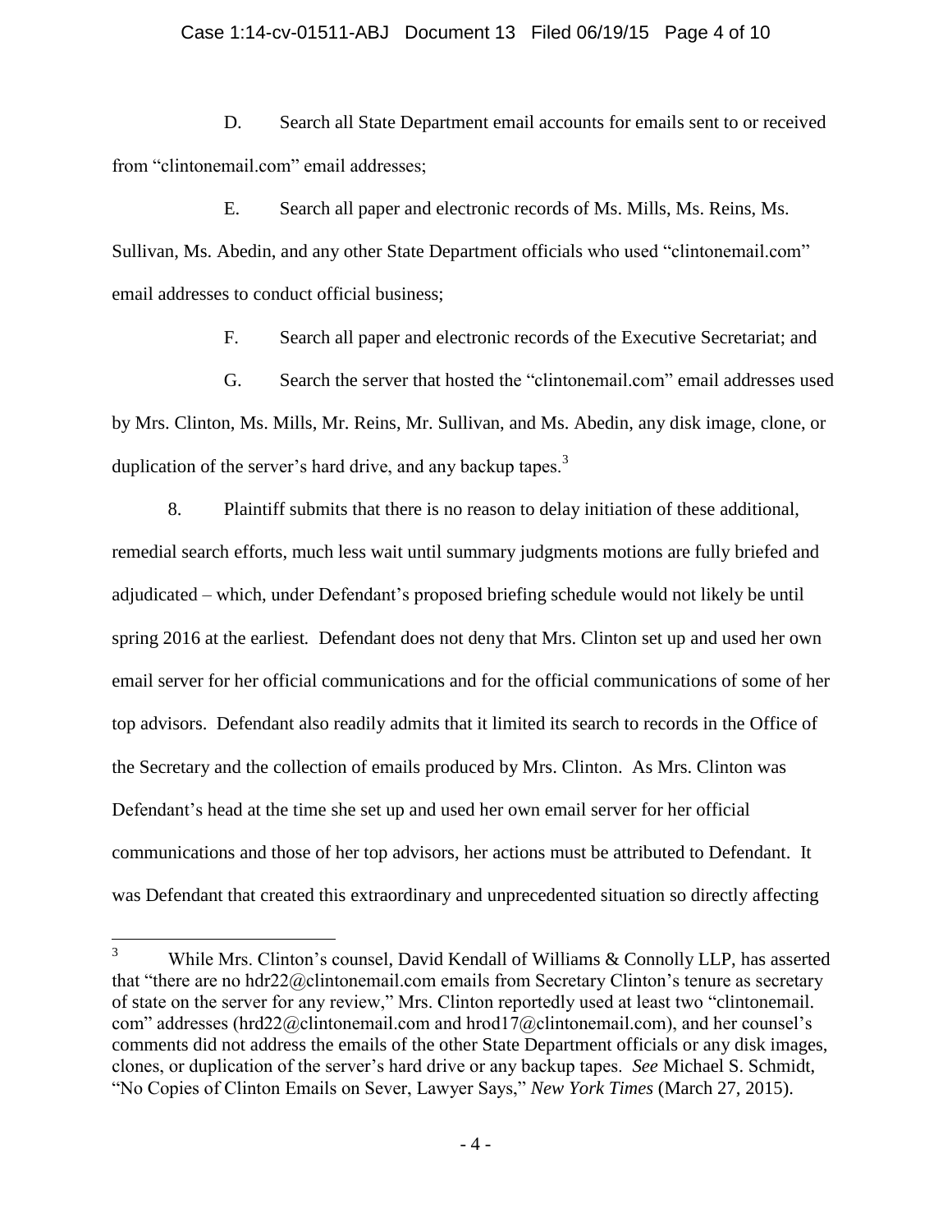D. Search all State Department email accounts for emails sent to or received from "clintonemail.com" email addresses;

E. Search all paper and electronic records of Ms. Mills, Ms. Reins, Ms. Sullivan, Ms. Abedin, and any other State Department officials who used "clintonemail.com" email addresses to conduct official business;

F. Search all paper and electronic records of the Executive Secretariat; and

G. Search the server that hosted the "clintonemail.com" email addresses used by Mrs. Clinton, Ms. Mills, Mr. Reins, Mr. Sullivan, and Ms. Abedin, any disk image, clone, or duplication of the server's hard drive, and any backup tapes.[3]

8. Plaintiff submits that there is no reason to delay initiation of these additional, remedial search efforts, much less wait until summary judgments motions are fully briefed and adjudicated – which, under Defendant's proposed briefing schedule would not likely be until spring 2016 at the earliest. Defendant does not deny that Mrs. Clinton set up and used her own email server for her official communications and for the official communications of some of her top advisors. Defendant also readily admits that it limited its search to records in the Office of the Secretary and the collection of emails produced by Mrs. Clinton. As Mrs. Clinton was Defendant's head at the time she set up and used her own email server for her official communications and those of her top advisors, her actions must be attributed to Defendant. It was Defendant that created this extraordinary and unprecedented situation so directly affecting

---

[3] While Mrs. Clinton's counsel, David Kendall of Williams & Connolly LLP, has asserted that "there are no hdr22@clintonemail.com emails from Secretary Clinton's tenure as secretary of state on the server for any review," Mrs. Clinton reportedly used at least two "clintonemail.com" addresses (hrd22@clintonemail.com and hrod17@clintonemail.com), and her counsel's comments did not address the emails of the other State Department officials or any disk images, clones, or duplication of the server's hard drive or any backup tapes. *See* Michael S. Schmidt, "No Copies of Clinton Emails on Sever, Lawyer Says," *New York Times* (March 27, 2015).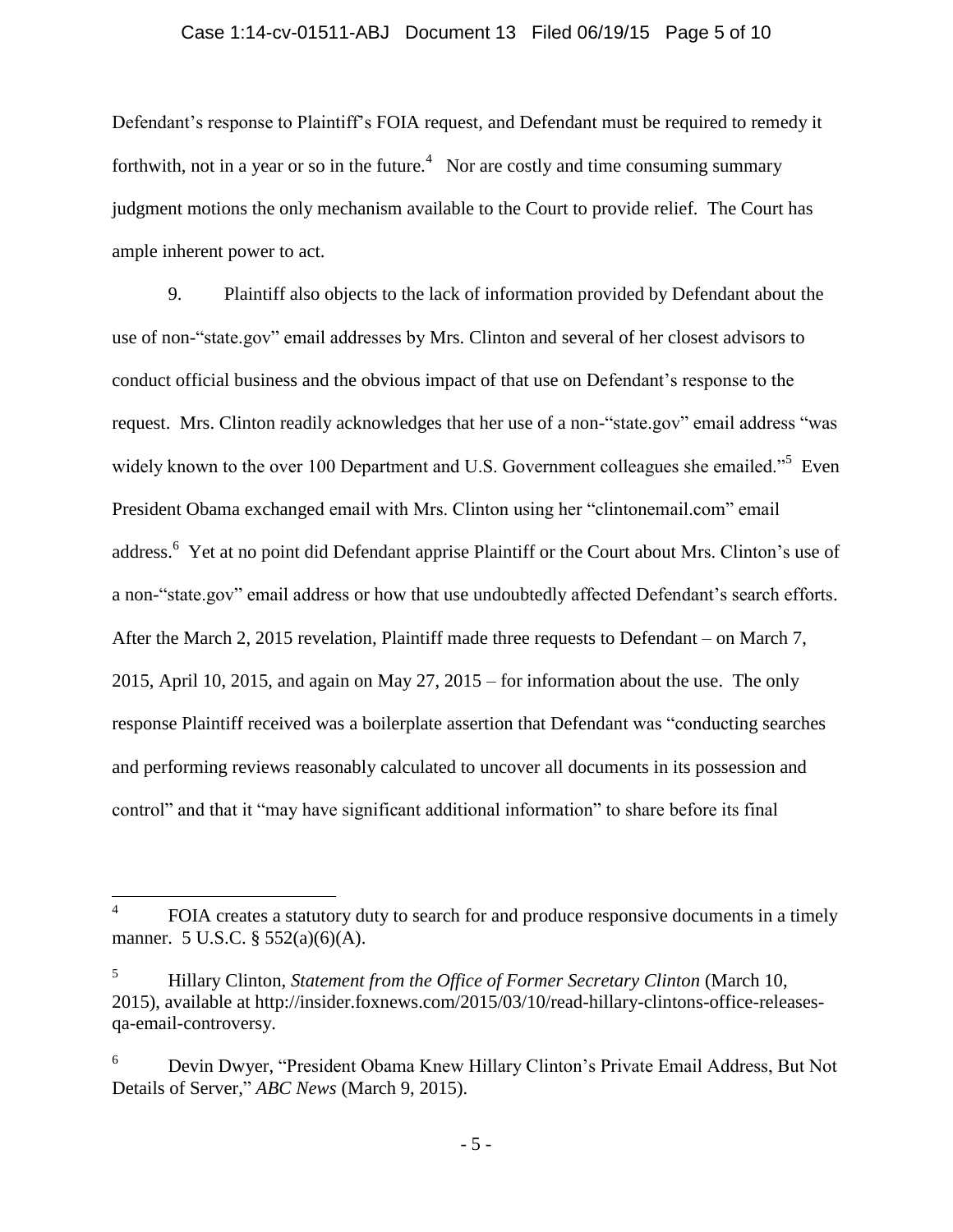Defendant's response to Plaintiff's FOIA request, and Defendant must be required to remedy it forthwith, not in a year or so in the future.[4] Nor are costly and time consuming summary judgment motions the only mechanism available to the Court to provide relief. The Court has ample inherent power to act.

9. Plaintiff also objects to the lack of information provided by Defendant about the use of non-"state.gov" email addresses by Mrs. Clinton and several of her closest advisors to conduct official business and the obvious impact of that use on Defendant's response to the request. Mrs. Clinton readily acknowledges that her use of a non-"state.gov" email address "was widely known to the over 100 Department and U.S. Government colleagues she emailed."[5] Even President Obama exchanged email with Mrs. Clinton using her "clintonemail.com" email address.[6] Yet at no point did Defendant apprise Plaintiff or the Court about Mrs. Clinton's use of a non-"state.gov" email address or how that use undoubtedly affected Defendant's search efforts. After the March 2, 2015 revelation, Plaintiff made three requests to Defendant – on March 7, 2015, April 10, 2015, and again on May 27, 2015 – for information about the use. The only response Plaintiff received was a boilerplate assertion that Defendant was "conducting searches and performing reviews reasonably calculated to uncover all documents in its possession and control" and that it "may have significant additional information" to share before its final

---

[4] FOIA creates a statutory duty to search for and produce responsive documents in a timely manner. 5 U.S.C. § 552(a)(6)(A).

[5] Hillary Clinton, *Statement from the Office of Former Secretary Clinton* (March 10, 2015), available at http://insider.foxnews.com/2015/03/10/read-hillary-clintons-office-releases-qa-email-controversy.

[6] Devin Dwyer, "President Obama Knew Hillary Clinton's Private Email Address, But Not Details of Server," *ABC News* (March 9, 2015).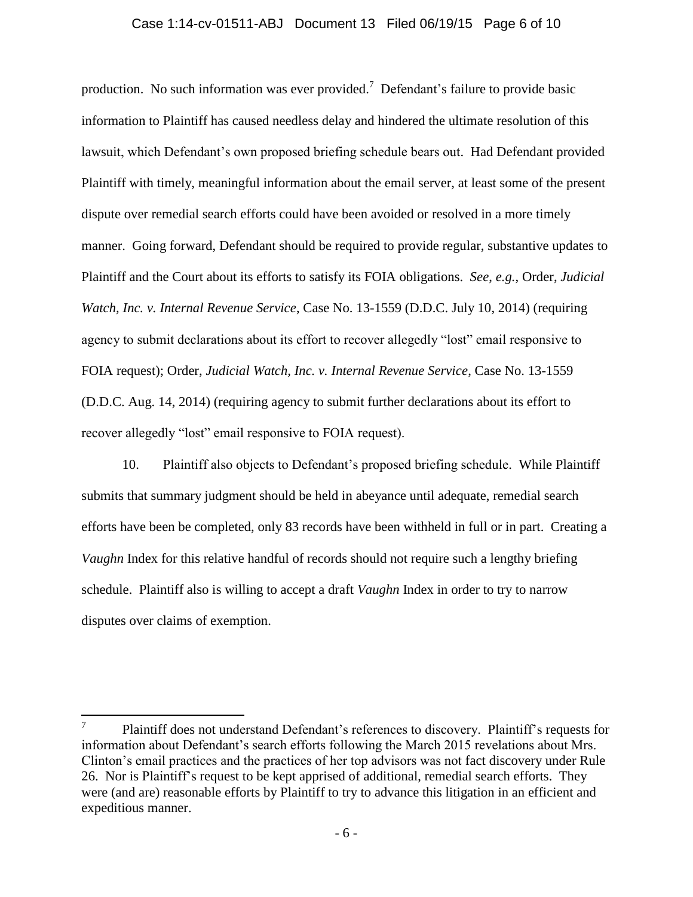production. No such information was ever provided.[7] Defendant's failure to provide basic information to Plaintiff has caused needless delay and hindered the ultimate resolution of this lawsuit, which Defendant's own proposed briefing schedule bears out. Had Defendant provided Plaintiff with timely, meaningful information about the email server, at least some of the present dispute over remedial search efforts could have been avoided or resolved in a more timely manner. Going forward, Defendant should be required to provide regular, substantive updates to Plaintiff and the Court about its efforts to satisfy its FOIA obligations. *See, e.g.*, Order, *Judicial Watch, Inc. v. Internal Revenue Service*, Case No. 13-1559 (D.D.C. July 10, 2014) (requiring agency to submit declarations about its effort to recover allegedly "lost" email responsive to FOIA request); Order, *Judicial Watch, Inc. v. Internal Revenue Service*, Case No. 13-1559 (D.D.C. Aug. 14, 2014) (requiring agency to submit further declarations about its effort to recover allegedly "lost" email responsive to FOIA request).

10. Plaintiff also objects to Defendant's proposed briefing schedule. While Plaintiff submits that summary judgment should be held in abeyance until adequate, remedial search efforts have been be completed, only 83 records have been withheld in full or in part. Creating a *Vaughn* Index for this relative handful of records should not require such a lengthy briefing schedule. Plaintiff also is willing to accept a draft *Vaughn* Index in order to try to narrow disputes over claims of exemption.

---

[7] Plaintiff does not understand Defendant's references to discovery. Plaintiff's requests for information about Defendant's search efforts following the March 2015 revelations about Mrs. Clinton's email practices and the practices of her top advisors was not fact discovery under Rule 26. Nor is Plaintiff's request to be kept apprised of additional, remedial search efforts. They were (and are) reasonable efforts by Plaintiff to try to advance this litigation in an efficient and expeditious manner.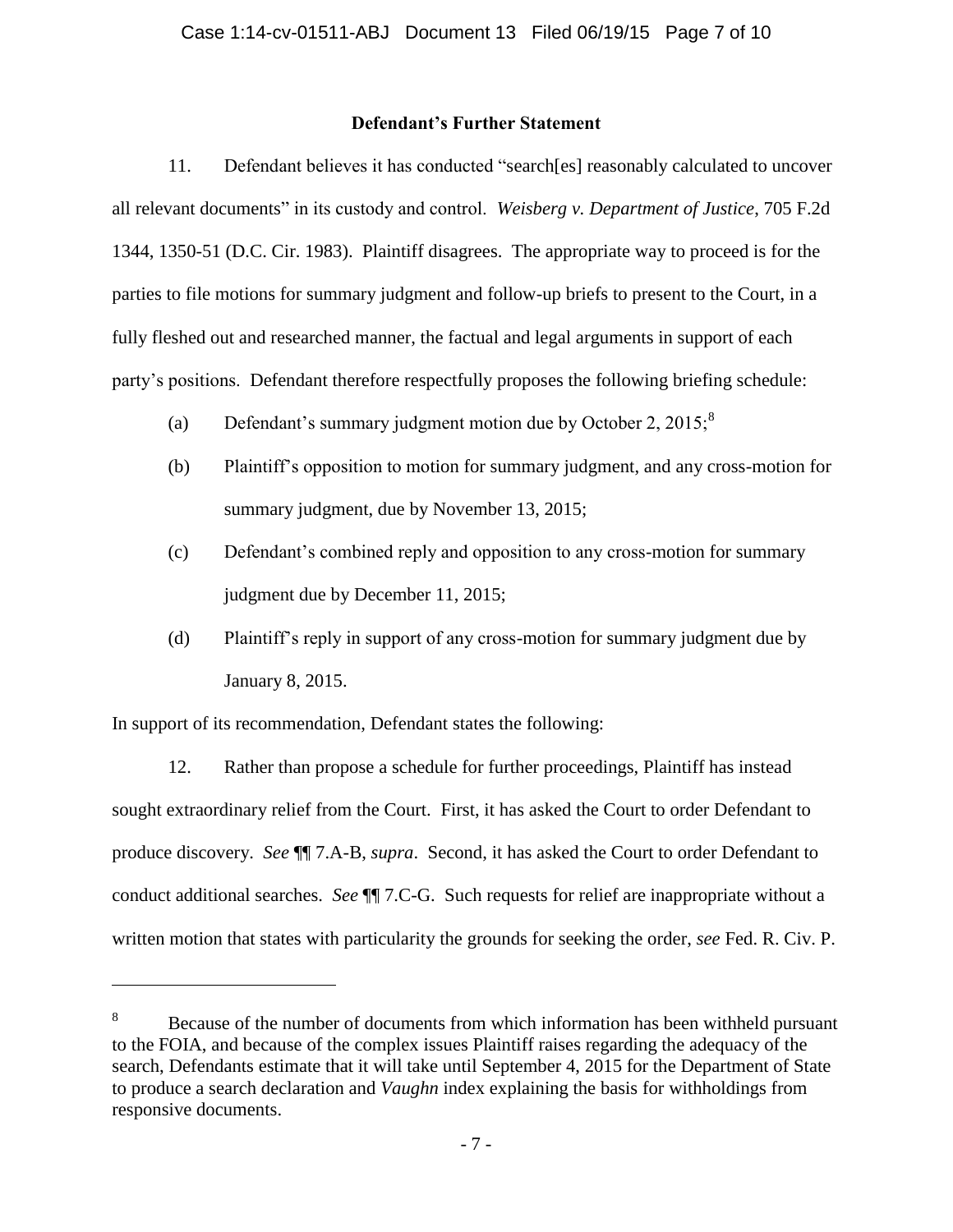**Defendant's Further Statement**

11. Defendant believes it has conducted "search[es] reasonably calculated to uncover all relevant documents" in its custody and control. *Weisberg v. Department of Justice*, 705 F.2d 1344, 1350-51 (D.C. Cir. 1983). Plaintiff disagrees. The appropriate way to proceed is for the parties to file motions for summary judgment and follow-up briefs to present to the Court, in a fully fleshed out and researched manner, the factual and legal arguments in support of each party's positions. Defendant therefore respectfully proposes the following briefing schedule:

(a) Defendant's summary judgment motion due by October 2, 2015;[8]

(b) Plaintiff's opposition to motion for summary judgment, and any cross-motion for summary judgment, due by November 13, 2015;

(c) Defendant's combined reply and opposition to any cross-motion for summary judgment due by December 11, 2015;

(d) Plaintiff's reply in support of any cross-motion for summary judgment due by January 8, 2015.

In support of its recommendation, Defendant states the following:

12. Rather than propose a schedule for further proceedings, Plaintiff has instead sought extraordinary relief from the Court. First, it has asked the Court to order Defendant to produce discovery. *See* ¶¶ 7.A-B, *supra*. Second, it has asked the Court to order Defendant to conduct additional searches. *See* ¶¶ 7.C-G. Such requests for relief are inappropriate without a written motion that states with particularity the grounds for seeking the order, *see* Fed. R. Civ. P.

---

[8] Because of the number of documents from which information has been withheld pursuant to the FOIA, and because of the complex issues Plaintiff raises regarding the adequacy of the search, Defendants estimate that it will take until September 4, 2015 for the Department of State to produce a search declaration and *Vaughn* index explaining the basis for withholdings from responsive documents.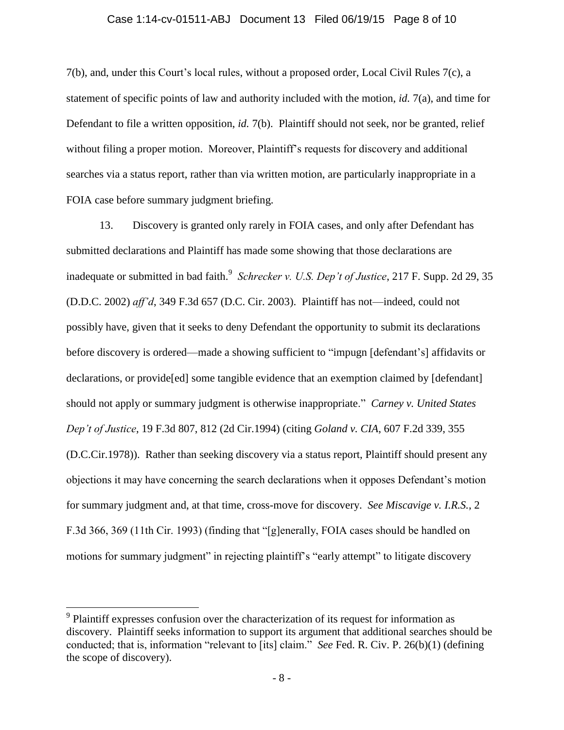7(b), and, under this Court's local rules, without a proposed order, Local Civil Rules 7(c), a statement of specific points of law and authority included with the motion, *id.* 7(a), and time for Defendant to file a written opposition, *id.* 7(b). Plaintiff should not seek, nor be granted, relief without filing a proper motion. Moreover, Plaintiff's requests for discovery and additional searches via a status report, rather than via written motion, are particularly inappropriate in a FOIA case before summary judgment briefing.

13. Discovery is granted only rarely in FOIA cases, and only after Defendant has submitted declarations and Plaintiff has made some showing that those declarations are inadequate or submitted in bad faith.[9] *Schrecker v. U.S. Dep't of Justice*, 217 F. Supp. 2d 29, 35 (D.D.C. 2002) *aff'd*, 349 F.3d 657 (D.C. Cir. 2003). Plaintiff has not—indeed, could not possibly have, given that it seeks to deny Defendant the opportunity to submit its declarations before discovery is ordered—made a showing sufficient to "impugn [defendant's] affidavits or declarations, or provide[ed] some tangible evidence that an exemption claimed by [defendant] should not apply or summary judgment is otherwise inappropriate." *Carney v. United States Dep't of Justice*, 19 F.3d 807, 812 (2d Cir.1994) (citing *Goland v. CIA*, 607 F.2d 339, 355 (D.C.Cir.1978)). Rather than seeking discovery via a status report, Plaintiff should present any objections it may have concerning the search declarations when it opposes Defendant's motion for summary judgment and, at that time, cross-move for discovery. *See Miscavige v. I.R.S.*, 2 F.3d 366, 369 (11th Cir. 1993) (finding that "[g]enerally, FOIA cases should be handled on motions for summary judgment" in rejecting plaintiff's "early attempt" to litigate discovery

---

[9] Plaintiff expresses confusion over the characterization of its request for information as discovery. Plaintiff seeks information to support its argument that additional searches should be conducted; that is, information "relevant to [its] claim." *See* Fed. R. Civ. P. 26(b)(1) (defining the scope of discovery).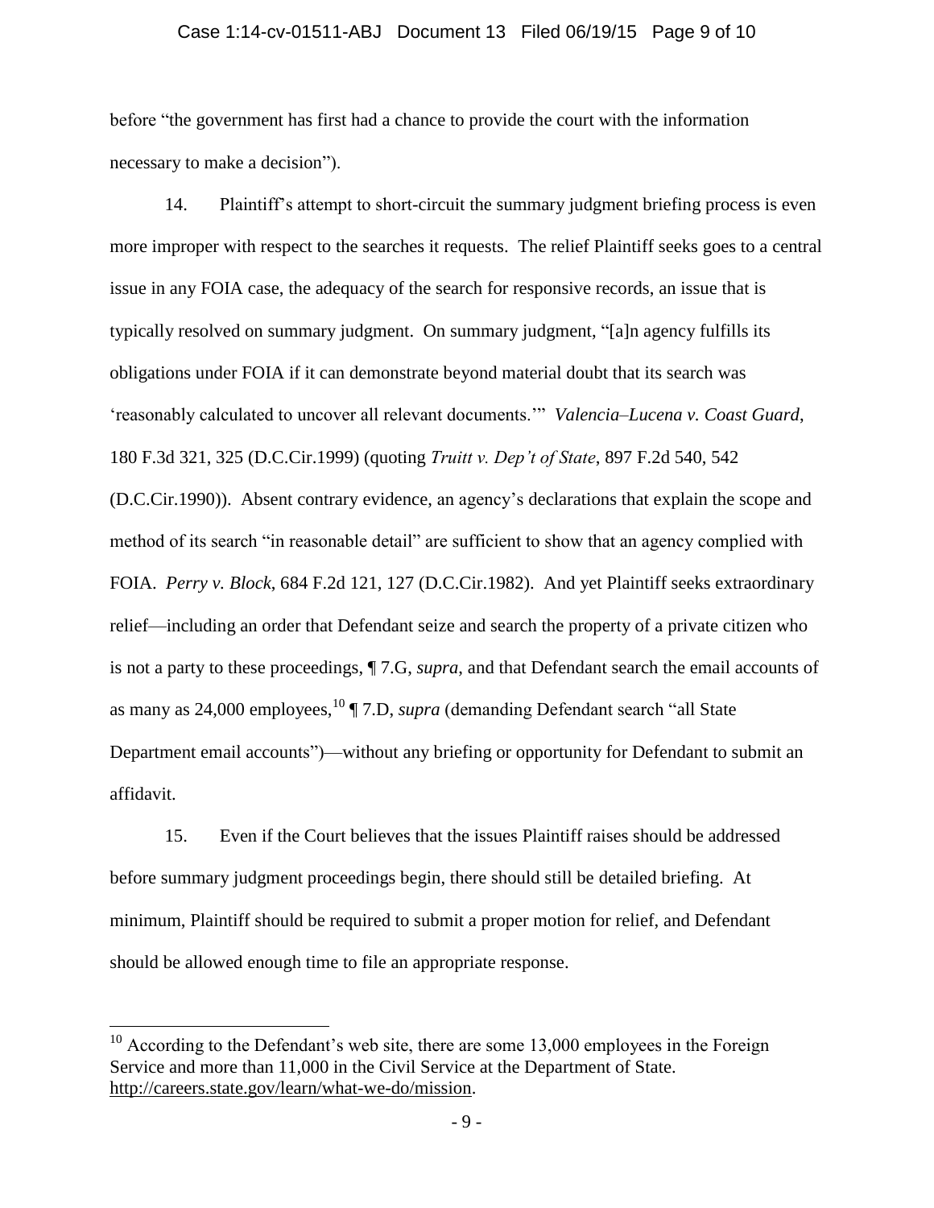before "the government has first had a chance to provide the court with the information necessary to make a decision").

14. Plaintiff's attempt to short-circuit the summary judgment briefing process is even more improper with respect to the searches it requests. The relief Plaintiff seeks goes to a central issue in any FOIA case, the adequacy of the search for responsive records, an issue that is typically resolved on summary judgment. On summary judgment, "[a]n agency fulfills its obligations under FOIA if it can demonstrate beyond material doubt that its search was 'reasonably calculated to uncover all relevant documents.'" *Valencia–Lucena v. Coast Guard*, 180 F.3d 321, 325 (D.C.Cir.1999) (quoting *Truitt v. Dep't of State*, 897 F.2d 540, 542 (D.C.Cir.1990)). Absent contrary evidence, an agency's declarations that explain the scope and method of its search "in reasonable detail" are sufficient to show that an agency complied with FOIA. *Perry v. Block*, 684 F.2d 121, 127 (D.C.Cir.1982). And yet Plaintiff seeks extraordinary relief—including an order that Defendant seize and search the property of a private citizen who is not a party to these proceedings, ¶ 7.G, *supra*, and that Defendant search the email accounts of as many as 24,000 employees,[10] ¶ 7.D, *supra* (demanding Defendant search "all State Department email accounts")—without any briefing or opportunity for Defendant to submit an affidavit.

15. Even if the Court believes that the issues Plaintiff raises should be addressed before summary judgment proceedings begin, there should still be detailed briefing. At minimum, Plaintiff should be required to submit a proper motion for relief, and Defendant should be allowed enough time to file an appropriate response.

---

[10] According to the Defendant's web site, there are some 13,000 employees in the Foreign Service and more than 11,000 in the Civil Service at the Department of State. http://careers.state.gov/learn/what-we-do/mission.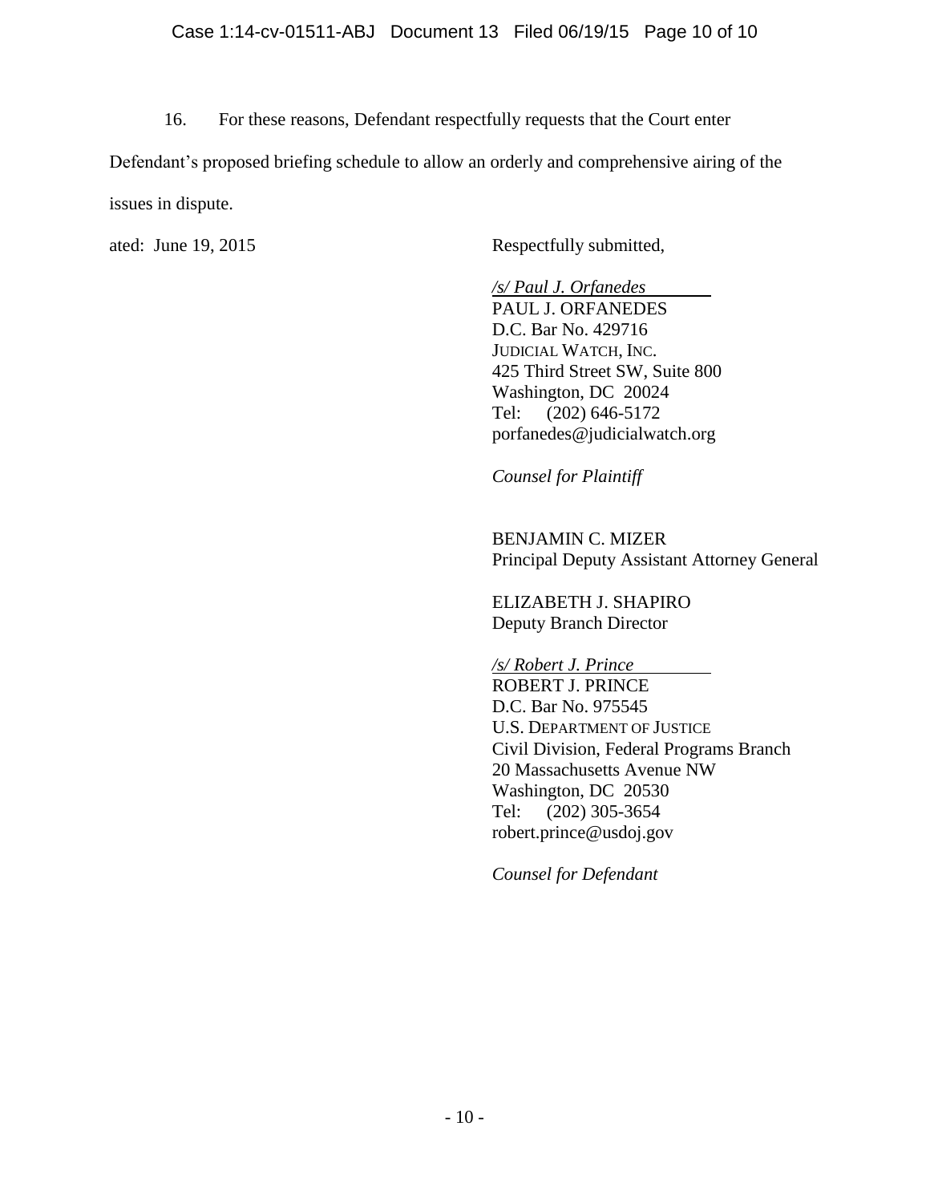16. For these reasons, Defendant respectfully requests that the Court enter Defendant's proposed briefing schedule to allow an orderly and comprehensive airing of the issues in dispute.

ated: June 19, 2015

Respectfully submitted,

*/s/ Paul J. Orfanedes*
PAUL J. ORFANEDES
D.C. Bar No. 429716
JUDICIAL WATCH, INC.
425 Third Street SW, Suite 800
Washington, DC 20024
Tel: (202) 646-5172
porfanedes@judicialwatch.org

*Counsel for Plaintiff*

BENJAMIN C. MIZER
Principal Deputy Assistant Attorney General

ELIZABETH J. SHAPIRO
Deputy Branch Director

*/s/ Robert J. Prince*
ROBERT J. PRINCE
D.C. Bar No. 975545
U.S. DEPARTMENT OF JUSTICE
Civil Division, Federal Programs Branch
20 Massachusetts Avenue NW
Washington, DC 20530
Tel: (202) 305-3654
robert.prince@usdoj.gov

*Counsel for Defendant*